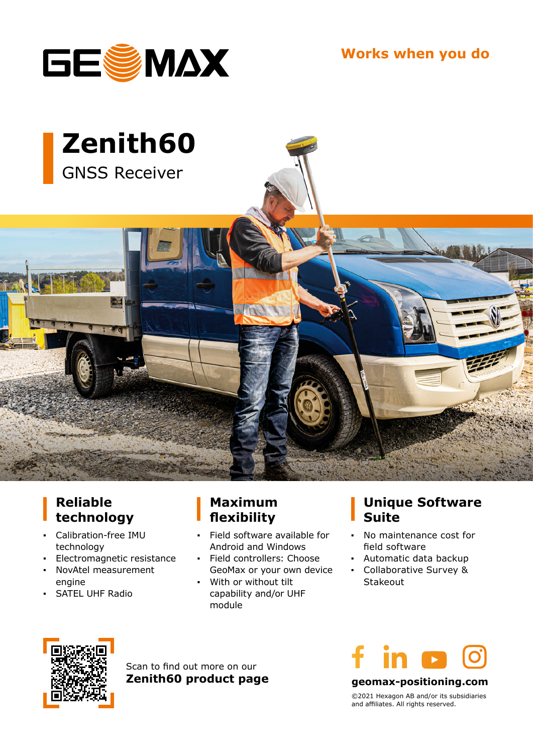GEOMAX

Works when you do

# Zenith60

GNSS Receiver

## Reliable technology

- Calibration-free IMU technology
- Electromagnetic resistance
- NovAtel measurement engine
- SATEL UHF Radio

## Maximum flexibility

- Field software available for Android and Windows
- Field controllers: Choose GeoMax or your own device
- With or without tilt capability and/or UHF module

## Unique Software Suite

- No maintenance cost for field software
- Automatic data backup
- Collaborative Survey & Stakeout

Scan to find out more on our
**Zenith60 product page**

**geomax-positioning.com**

©2021 Hexagon AB and/or its subsidiaries and affiliates. All rights reserved.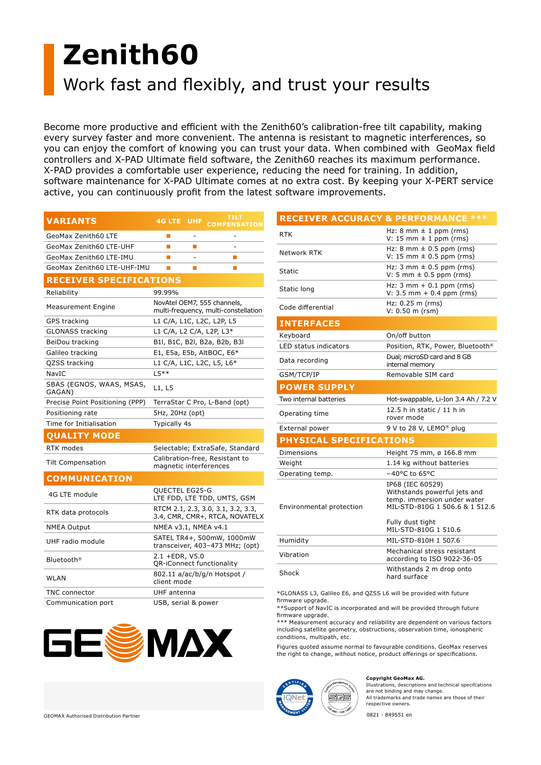# Zenith60

## Work fast and flexibly, and trust your results

Become more productive and efficient with the Zenith60's calibration-free tilt capability, making every survey faster and more convenient. The antenna is resistant to magnetic interferences, so you can enjoy the comfort of knowing you can trust your data. When combined with GeoMax field controllers and X-PAD Ultimate field software, the Zenith60 reaches its maximum performance. X-PAD provides a comfortable user experience, reducing the need for training. In addition, software maintenance for X-PAD Ultimate comes at no extra cost. By keeping your X-PERT service active, you can continuously profit from the latest software improvements.

| VARIANTS | 4G LTE | UHF | TILT COMPENSATION |
|---|---|---|---|
| GeoMax Zenith60 LTE | ■ | - | - |
| GeoMax Zenith60 LTE-UHF | ■ | ■ | - |
| GeoMax Zenith60 LTE-IMU | ■ | - | ■ |
| GeoMax Zenith60 LTE-UHF-IMU | ■ | ■ | ■ |

### RECEIVER SPECIFICATIONS

| | |
|---|---|
| Reliability | 99.99% |
| Measurement Engine | NovAtel OEM7, 555 channels, multi-frequency, multi-constellation |
| GPS tracking | L1 C/A, L1C, L2C, L2P, L5 |
| GLONASS tracking | L1 C/A, L2 C/A, L2P, L3* |
| BeiDou tracking | B1I, B1C, B2I, B2a, B2b, B3I |
| Galileo tracking | E1, E5a, E5b, AltBOC, E6* |
| QZSS tracking | L1 C/A, L1C, L2C, L5, L6* |
| NavIC | L5** |
| SBAS (EGNOS, WAAS, MSAS, GAGAN) | L1, L5 |
| Precise Point Positioning (PPP) | TerraStar C Pro, L-Band (opt) |
| Positioning rate | 5Hz, 20Hz (opt) |
| Time for Initialisation | Typically 4s |

### QUALITY MODE

| | |
|---|---|
| RTK modes | Selectable; ExtraSafe, Standard |
| Tilt Compensation | Calibration-free, Resistant to magnetic interferences |

### COMMUNICATION

| | |
|---|---|
| 4G LTE module | QUECTEL EG25-G LTE FDD, LTE TDD, UMTS, GSM |
| RTK data protocols | RTCM 2.1, 2.3, 3.0, 3.1, 3.2, 3.3, 3.4, CMR, CMR+, RTCA, NOVATELX |
| NMEA Output | NMEA v3.1, NMEA v4.1 |
| UHF radio module | SATEL TR4+, 500mW, 1000mW transceiver, 403–473 MHz; (opt) |
| Bluetooth® | 2.1 +EDR, V5.0 QR-iConnect functionality |
| WLAN | 802.11 a/ac/b/g/n Hotspot / client mode |
| TNC connector | UHF antenna |
| Communication port | USB, serial & power |

### RECEIVER ACCURACY & PERFORMANCE ***

| | |
|---|---|
| RTK | Hz: 8 mm ± 1 ppm (rms) V: 15 mm ± 1 ppm (rms) |
| Network RTK | Hz: 8 mm ± 0.5 ppm (rms) V: 15 mm ± 0.5 ppm (rms) |
| Static | Hz: 3 mm ± 0.5 ppm (rms) V: 5 mm ± 0.5 ppm (rms) |
| Static long | Hz: 3 mm + 0.1 ppm (rms) V: 3.5 mm + 0.4 ppm (rms) |
| Code differential | Hz: 0.25 m (rms) V: 0.50 m (rsm) |

### INTERFACES

| | |
|---|---|
| Keyboard | On/off button |
| LED status indicators | Position, RTK, Power, Bluetooth® |
| Data recording | Dual; microSD card and 8 GB internal memory |
| GSM/TCP/IP | Removable SIM card |

### POWER SUPPLY

| | |
|---|---|
| Two internal batteries | Hot-swappable, Li-Ion 3.4 Ah / 7.2 V |
| Operating time | 12.5 h in static / 11 h in rover mode |
| External power | 9 V to 28 V, LEMO® plug |

### PHYSICAL SPECIFICATIONS

| | |
|---|---|
| Dimensions | Height 75 mm, ø 166.8 mm |
| Weight | 1.14 kg without batteries |
| Operating temp. | −40°C to 65°C |
| Environmental protection | IP68 (IEC 60529) Withstands powerful jets and temp. immersion under water MIL-STD-810G 1 506.6 & 1 512.6<br><br>Fully dust tight MIL-STD-810G 1 510.6 |
| Humidity | MIL-STD-810H 1 507.6 |
| Vibration | Mechanical stress resistant according to ISO 9022-36-05 |
| Shock | Withstands 2 m drop onto hard surface |

*GLONASS L3, Galileo E6, and QZSS L6 will be provided with future firmware upgrade.
**Support of NavIC is incorporated and will be provided through future firmware upgrade.
*** Measurement accuracy and reliability are dependent on various factors including satellite geometry, obstructions, observation time, ionospheric conditions, multipath, etc.

Figures quoted assume normal to favourable conditions. GeoMax reserves the right to change, without notice, product offerings or specifications.

GEOMAX

GEOMAX Authorised Distribution Partner

**Copyright GeoMax AG.**
Illustrations, descriptions and technical specifcations are not binding and may change.
All trademarks and trade names are those of their respective owners.

0821 - 849551 en